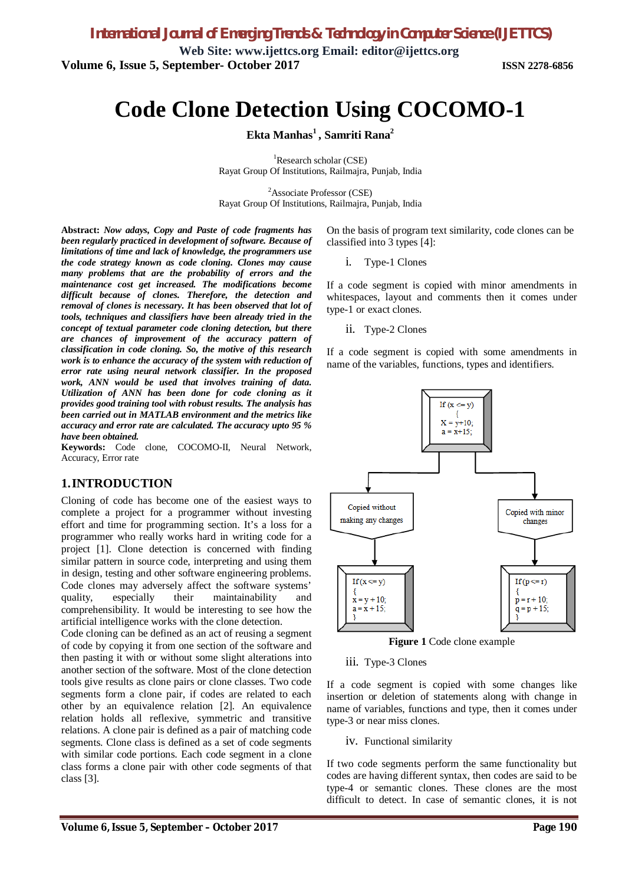# Code Clone Detection Using COCOMO-1

**Ekta Manhas[1] , Samriti Rana[2]**

[1]Research scholar (CSE)
Rayat Group Of Institutions, Railmajra, Punjab, India

[2]Associate Professor (CSE)
Rayat Group Of Institutions, Railmajra, Punjab, India

**Abstract:** *Now adays, Copy and Paste of code fragments has been regularly practiced in development of software. Because of limitations of time and lack of knowledge, the programmers use the code strategy known as code cloning. Clones may cause many problems that are the probability of errors and the maintenance cost get increased. The modifications become difficult because of clones. Therefore, the detection and removal of clones is necessary. It has been observed that lot of tools, techniques and classifiers have been already tried in the concept of textual parameter code cloning detection, but there are chances of improvement of the accuracy pattern of classification in code cloning. So, the motive of this research work is to enhance the accuracy of the system with reduction of error rate using neural network classifier. In the proposed work, ANN would be used that involves training of data. Utilization of ANN has been done for code cloning as it provides good training tool with robust results. The analysis has been carried out in MATLAB environment and the metrics like accuracy and error rate are calculated. The accuracy upto 95 % have been obtained.*

**Keywords:** Code clone, COCOMO-II, Neural Network, Accuracy, Error rate

## 1. INTRODUCTION

Cloning of code has become one of the easiest ways to complete a project for a programmer without investing effort and time for programming section. It's a loss for a programmer who really works hard in writing code for a project [1]. Clone detection is concerned with finding similar pattern in source code, interpreting and using them in design, testing and other software engineering problems. Code clones may adversely affect the software systems' quality, especially their maintainability and comprehensibility. It would be interesting to see how the artificial intelligence works with the clone detection.

Code cloning can be defined as an act of reusing a segment of code by copying it from one section of the software and then pasting it with or without some slight alterations into another section of the software. Most of the clone detection tools give results as clone pairs or clone classes. Two code segments form a clone pair, if codes are related to each other by an equivalence relation [2]. An equivalence relation holds all reflexive, symmetric and transitive relations. A clone pair is defined as a pair of matching code segments. Clone class is defined as a set of code segments with similar code portions. Each code segment in a clone class forms a clone pair with other code segments of that class [3].

On the basis of program text similarity, code clones can be classified into 3 types [4]:

i. Type-1 Clones

If a code segment is copied with minor amendments in whitespaces, layout and comments then it comes under type-1 or exact clones.

ii. Type-2 Clones

If a code segment is copied with some amendments in name of the variables, functions, types and identifiers.

```
If (x <= y)
{
X = y+10;
a = x+15;
```

Copied without making any changes

```
If (x <= y)
{
x = y + 10;
a = x + 15;
}
```

Copied with minor changes

```
If (p <= r)
{
p = r + 10;
q = p + 15;
}
```

**Figure 1** Code clone example

iii. Type-3 Clones

If a code segment is copied with some changes like insertion or deletion of statements along with change in name of variables, functions and type, then it comes under type-3 or near miss clones.

iv. Functional similarity

If two code segments perform the same functionality but codes are having different syntax, then codes are said to be type-4 or semantic clones. These clones are the most difficult to detect. In case of semantic clones, it is not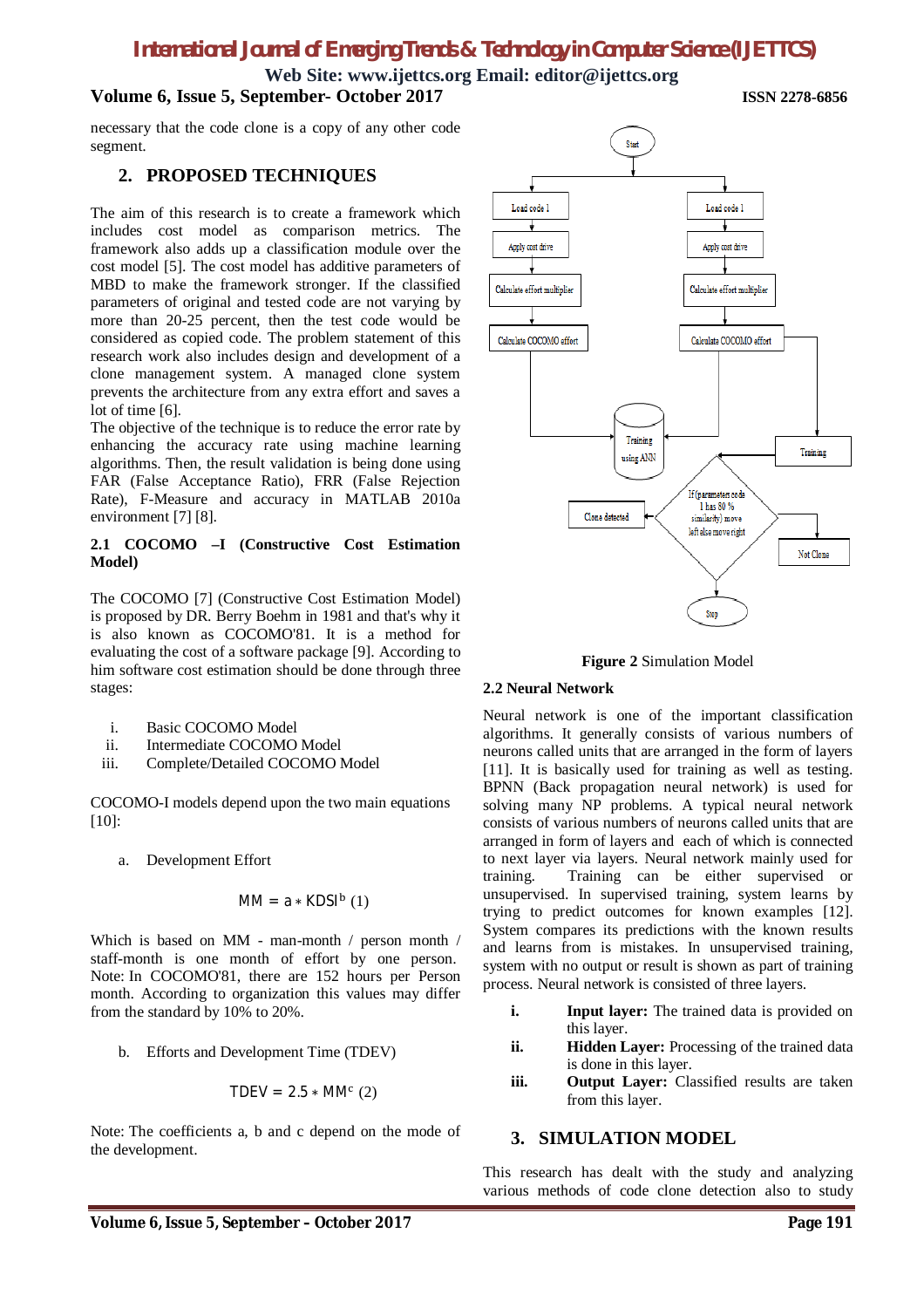necessary that the code clone is a copy of any other code segment.

## 2. PROPOSED TECHNIQUES

The aim of this research is to create a framework which includes cost model as comparison metrics. The framework also adds up a classification module over the cost model [5]. The cost model has additive parameters of MBD to make the framework stronger. If the classified parameters of original and tested code are not varying by more than 20-25 percent, then the test code would be considered as copied code. The problem statement of this research work also includes design and development of a clone management system. A managed clone system prevents the architecture from any extra effort and saves a lot of time [6].

The objective of the technique is to reduce the error rate by enhancing the accuracy rate using machine learning algorithms. Then, the result validation is being done using FAR (False Acceptance Ratio), FRR (False Rejection Rate), F-Measure and accuracy in MATLAB 2010a environment [7] [8].

### 2.1 COCOMO –I (Constructive Cost Estimation Model)

The COCOMO [7] (Constructive Cost Estimation Model) is proposed by DR. Berry Boehm in 1981 and that's why it is also known as COCOMO'81. It is a method for evaluating the cost of a software package [9]. According to him software cost estimation should be done through three stages:

i. Basic COCOMO Model
ii. Intermediate COCOMO Model
iii. Complete/Detailed COCOMO Model

COCOMO-I models depend upon the two main equations [10]:

a. Development Effort

$$MM = a * KDSI^{b} \quad (1)$$

Which is based on MM - man-month / person month / staff-month is one month of effort by one person. Note: In COCOMO'81, there are 152 hours per Person month. According to organization this values may differ from the standard by 10% to 20%.

b. Efforts and Development Time (TDEV)

$$TDEV = 2.5 * MM^{c} \quad (2)$$

Note: The coefficients a, b and c depend on the mode of the development.

**Figure 2** Simulation Model

### 2.2 Neural Network

Neural network is one of the important classification algorithms. It generally consists of various numbers of neurons called units that are arranged in the form of layers [11]. It is basically used for training as well as testing. BPNN (Back propagation neural network) is used for solving many NP problems. A typical neural network consists of various numbers of neurons called units that are arranged in form of layers and each of which is connected to next layer via layers. Neural network mainly used for training. Training can be either supervised or unsupervised. In supervised training, system learns by trying to predict outcomes for known examples [12]. System compares its predictions with the known results and learns from is mistakes. In unsupervised training, system with no output or result is shown as part of training process. Neural network is consisted of three layers.

i. **Input layer:** The trained data is provided on this layer.
ii. **Hidden Layer:** Processing of the trained data is done in this layer.
iii. **Output Layer:** Classified results are taken from this layer.

## 3. SIMULATION MODEL

This research has dealt with the study and analyzing various methods of code clone detection also to study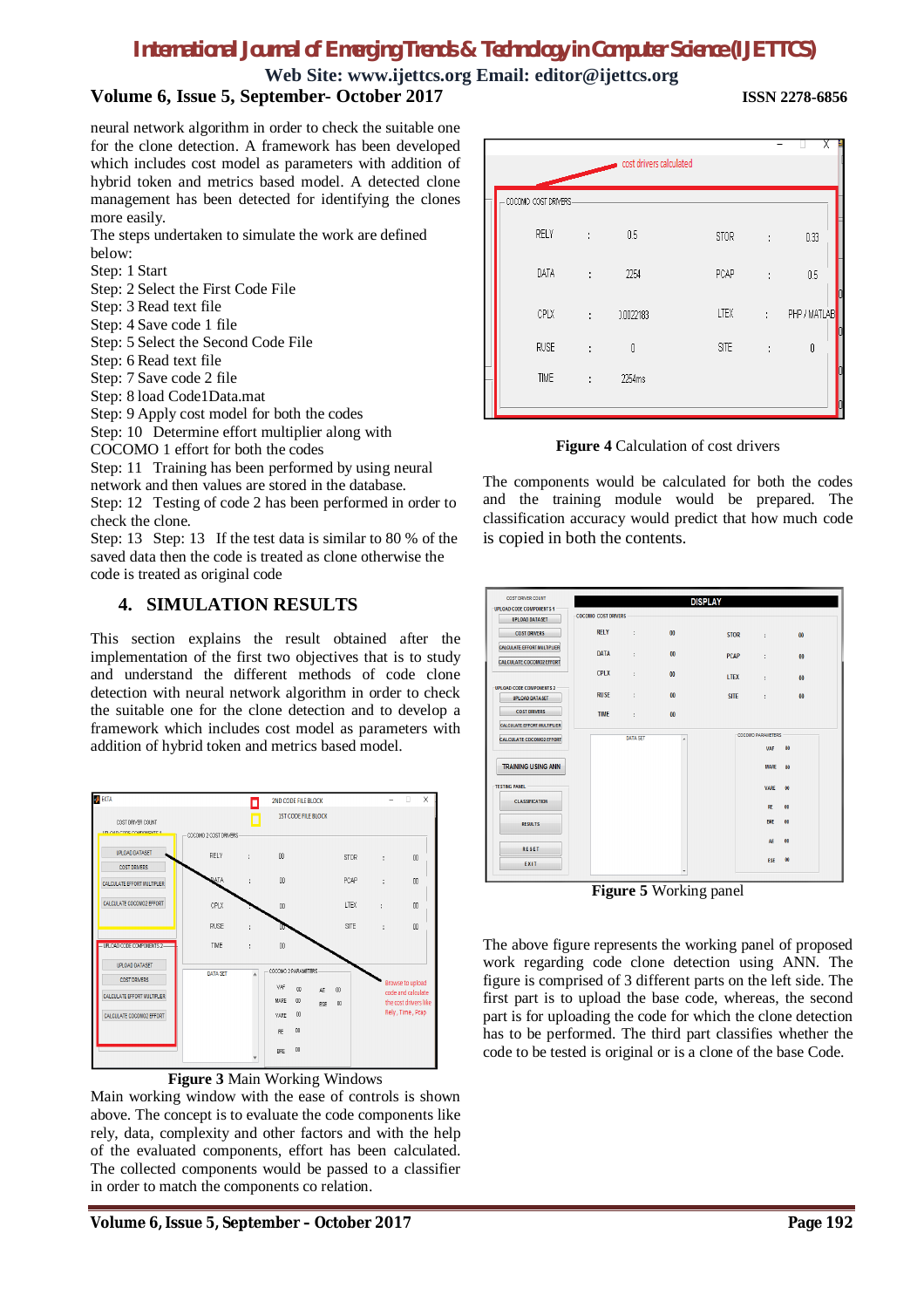neural network algorithm in order to check the suitable one for the clone detection. A framework has been developed which includes cost model as parameters with addition of hybrid token and metrics based model. A detected clone management has been detected for identifying the clones more easily.

The steps undertaken to simulate the work are defined below:

Step: 1 Start
Step: 2 Select the First Code File
Step: 3 Read text file
Step: 4 Save code 1 file
Step: 5 Select the Second Code File
Step: 6 Read text file
Step: 7 Save code 2 file
Step: 8 load Code1Data.mat
Step: 9 Apply cost model for both the codes
Step: 10 Determine effort multiplier along with COCOMO 1 effort for both the codes
Step: 11 Training has been performed by using neural network and then values are stored in the database.
Step: 12 Testing of code 2 has been performed in order to check the clone.
Step: 13 Step: 13 If the test data is similar to 80 % of the saved data then the code is treated as clone otherwise the code is treated as original code

## 4. SIMULATION RESULTS

This section explains the result obtained after the implementation of the first two objectives that is to study and understand the different methods of code clone detection with neural network algorithm in order to check the suitable one for the clone detection and to develop a framework which includes cost model as parameters with addition of hybrid token and metrics based model.

**Figure 3** Main Working Windows

Main working window with the ease of controls is shown above. The concept is to evaluate the code components like rely, data, complexity and other factors and with the help of the evaluated components, effort has been calculated. The collected components would be passed to a classifier in order to match the components co relation.

**Figure 4** Calculation of cost drivers

The components would be calculated for both the codes and the training module would be prepared. The classification accuracy would predict that how much code is copied in both the contents.

**Figure 5** Working panel

The above figure represents the working panel of proposed work regarding code clone detection using ANN. The figure is comprised of 3 different parts on the left side. The first part is to upload the base code, whereas, the second part is for uploading the code for which the clone detection has to be performed. The third part classifies whether the code to be tested is original or is a clone of the base Code.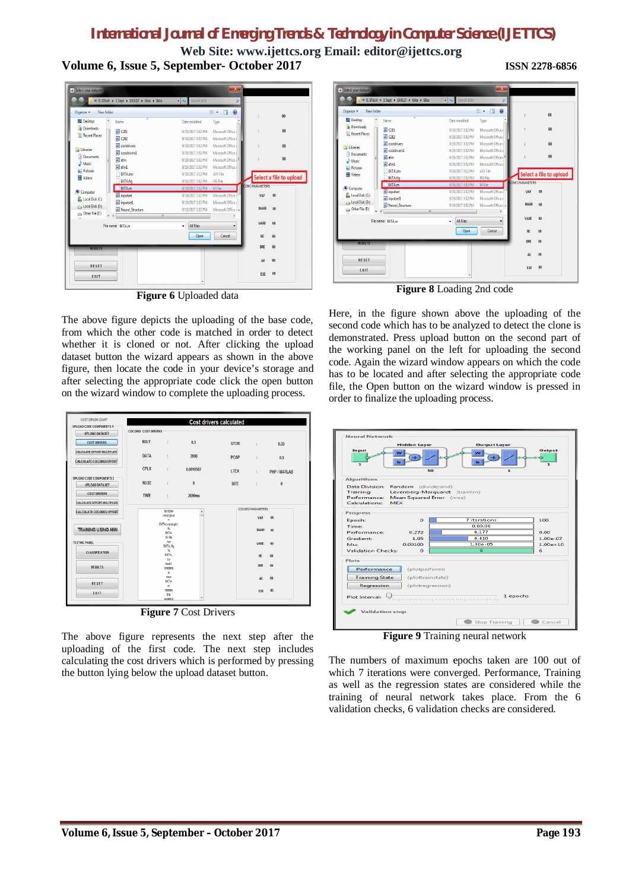**Figure 6** Uploaded data

The above figure depicts the uploading of the base code, from which the other code is matched in order to detect whether it is cloned or not. After clicking the upload dataset button the wizard appears as shown in the above figure, then locate the code in your device's storage and after selecting the appropriate code click the open button on the wizard window to complete the uploading process.

**Figure 7** Cost Drivers

The above figure represents the next step after the uploading of the first code. The next step includes calculating the cost drivers which is performed by pressing the button lying below the upload dataset button.

**Figure 8** Loading 2nd code

Here, in the figure shown above the uploading of the second code which has to be analyzed to detect the clone is demonstrated. Press upload button on the second part of the working panel on the left for uploading the second code. Again the wizard window appears on which the code has to be located and after selecting the appropriate code file, the Open button on the wizard window is pressed in order to finalize the uploading process.

**Figure 9** Training neural network

The numbers of maximum epochs taken are 100 out of which 7 iterations were converged. Performance, Training as well as the regression states are considered while the training of neural network takes place. From the 6 validation checks, 6 validation checks are considered.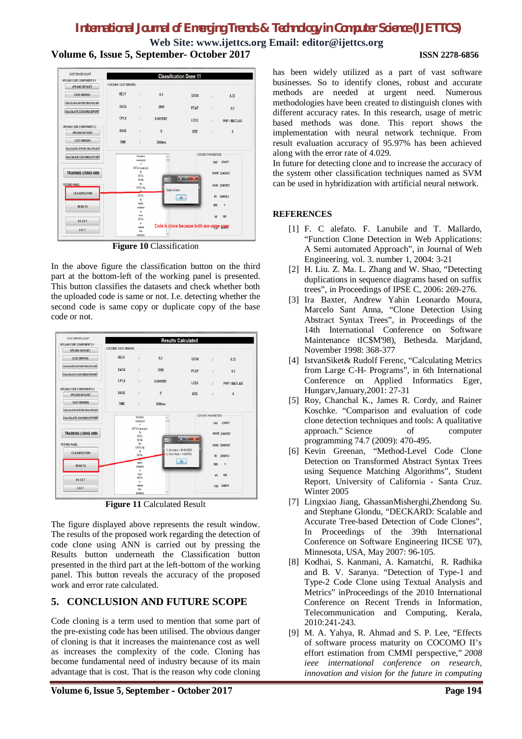**Figure 10** Classification

In the above figure the classification button on the third part at the bottom-left of the working panel is presented. This button classifies the datasets and check whether both the uploaded code is same or not. I.e. detecting whether the second code is same copy or duplicate copy of the base code or not.

**Figure 11** Calculated Result

The figure displayed above represents the result window. The results of the proposed work regarding the detection of code clone using ANN is carried out by pressing the Results button underneath the Classification button presented in the third part at the left-bottom of the working panel. This button reveals the accuracy of the proposed work and error rate calculated.

## 5. CONCLUSION AND FUTURE SCOPE

Code cloning is a term used to mention that some part of the pre-existing code has been utilised. The obvious danger of cloning is that it increases the maintenance cost as well as increases the complexity of the code. Cloning has become fundamental need of industry because of its main advantage that is cost. That is the reason why code cloning has been widely utilized as a part of vast software businesses. So to identify clones, robust and accurate methods are needed at urgent need. Numerous methodologies have been created to distinguish clones with different accuracy rates. In this research, usage of metric based methods was done. This report shows the implementation with neural network technique. From result evaluation accuracy of 95.97% has been achieved along with the error rate of 4.029.

In future for detecting clone and to increase the accuracy of the system other classification techniques named as SVM can be used in hybridization with artificial neural network.

## REFERENCES

[1] F. C alefato. F. Lanubile and T. Mallardo, “Function Clone Detection in Web Applications: A Semi automated Approach”, in Journal of Web Engineering. vol. 3. number 1, 2004: 3-21

[2] H. Liu. Z. Ma. L. Zhang and W. Shao, “Detecting duplications in sequence diagrams based on suffix trees”, in Proceedings of IPSE C, 2006: 269-276.

[3] Ira Baxter, Andrew Yahin Leonardo Moura, Marcelo Sant Anna, “Clone Detection Using Abstract Syntax Trees”, in Proceedings of the 14th International Conference on Software Maintenance tIC$M'98), Bethesda. Marjdand, November 1998: 368-377

[4] IstvanSiket& Rudolf Ferenc, “Calculating Metrics from Large C-H- Programs”, in 6th International Conference on Applied Informatics Eger, Hungarv,January,2001: 27-31

[5] Roy, Chanchal K., James R. Cordy, and Rainer Koschke. “Comparison and evaluation of code clone detection techniques and tools: A qualitative approach.” Science of computer programming 74.7 (2009): 470-495.

[6] Kevin Greenan, “Method-Level Code Clone Detection on Transformed Abstract Syntax Trees using Sequence Matching Algorithms”, Student Report. University of California - Santa Cruz. Winter 2005

[7] Lingxiao Jiang, GhassanMisherghi,Zhendong Su. and Stephane Glondu, “DECKARD: Scalable and Accurate Tree-based Detection of Code Clones”, In Proceedings of the 39th International Conference on Software Engineering IICSE '07), Minnesota, USA, May 2007: 96-105.

[8] Kodhai, S. Kanmani, A. Kamatchi, R. Radhika and B. V. Saranya. “Detection of Type-1 and Type-2 Code Clone using Textual Analysis and Metrics” inProceedings of the 2010 International Conference on Recent Trends in Information, Telecommunication and Computing, Kerala, 2010:241-243.

[9] M. A. Yahya, R. Ahmad and S. P. Lee, “Effects of software process maturity on COCOMO II’s effort estimation from CMMI perspective,” *2008 ieee international conference on research, innovation and vision for the future in computing*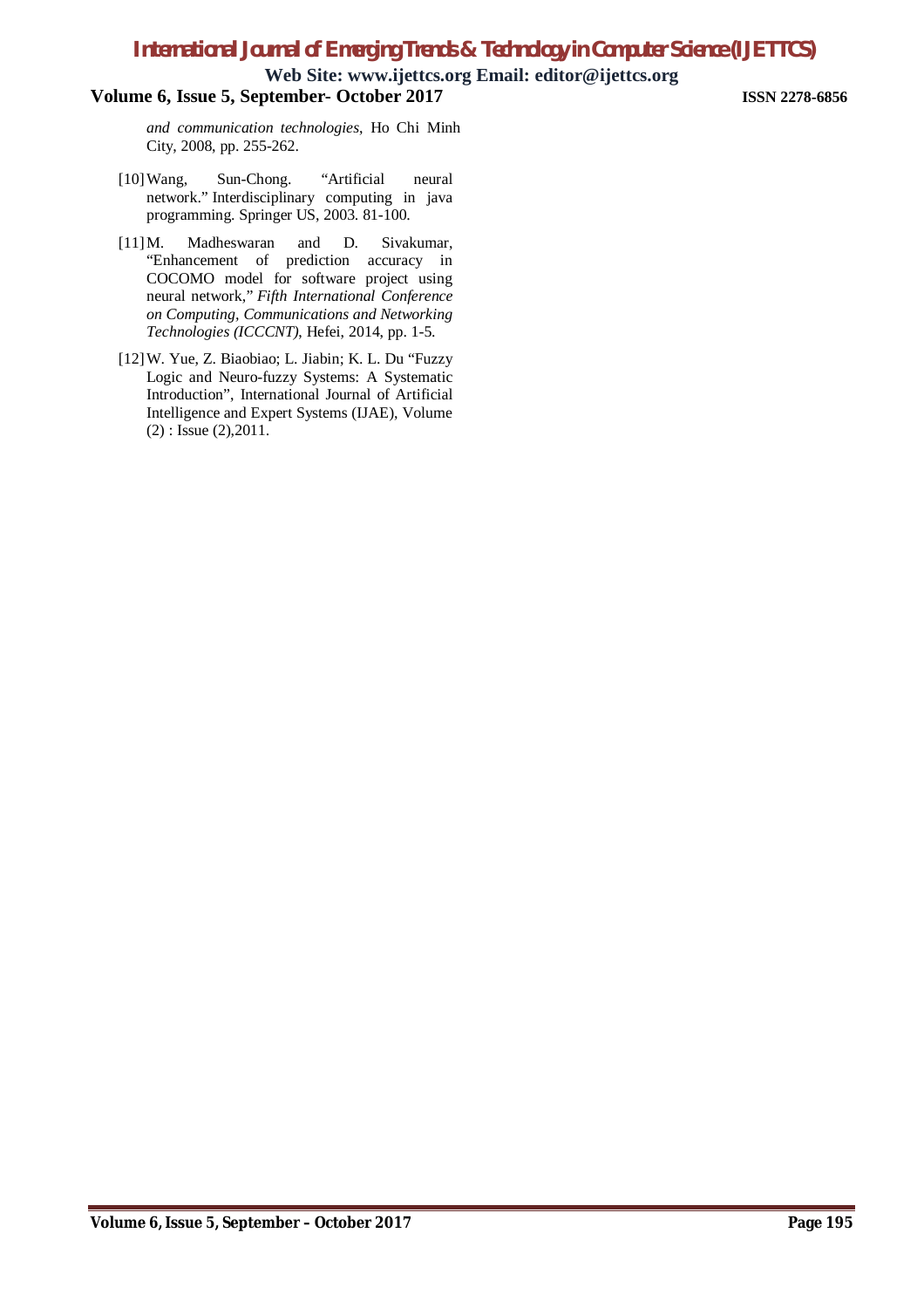*and communication technologies*, Ho Chi Minh City, 2008, pp. 255-262.

[10] Wang, Sun-Chong. "Artificial neural network." Interdisciplinary computing in java programming. Springer US, 2003. 81-100.

[11] M. Madheswaran and D. Sivakumar, "Enhancement of prediction accuracy in COCOMO model for software project using neural network," *Fifth International Conference on Computing, Communications and Networking Technologies (ICCCNT)*, Hefei, 2014, pp. 1-5.

[12] W. Yue, Z. Biaobiao; L. Jiabin; K. L. Du "Fuzzy Logic and Neuro-fuzzy Systems: A Systematic Introduction", International Journal of Artificial Intelligence and Expert Systems (IJAE), Volume (2) : Issue (2),2011.